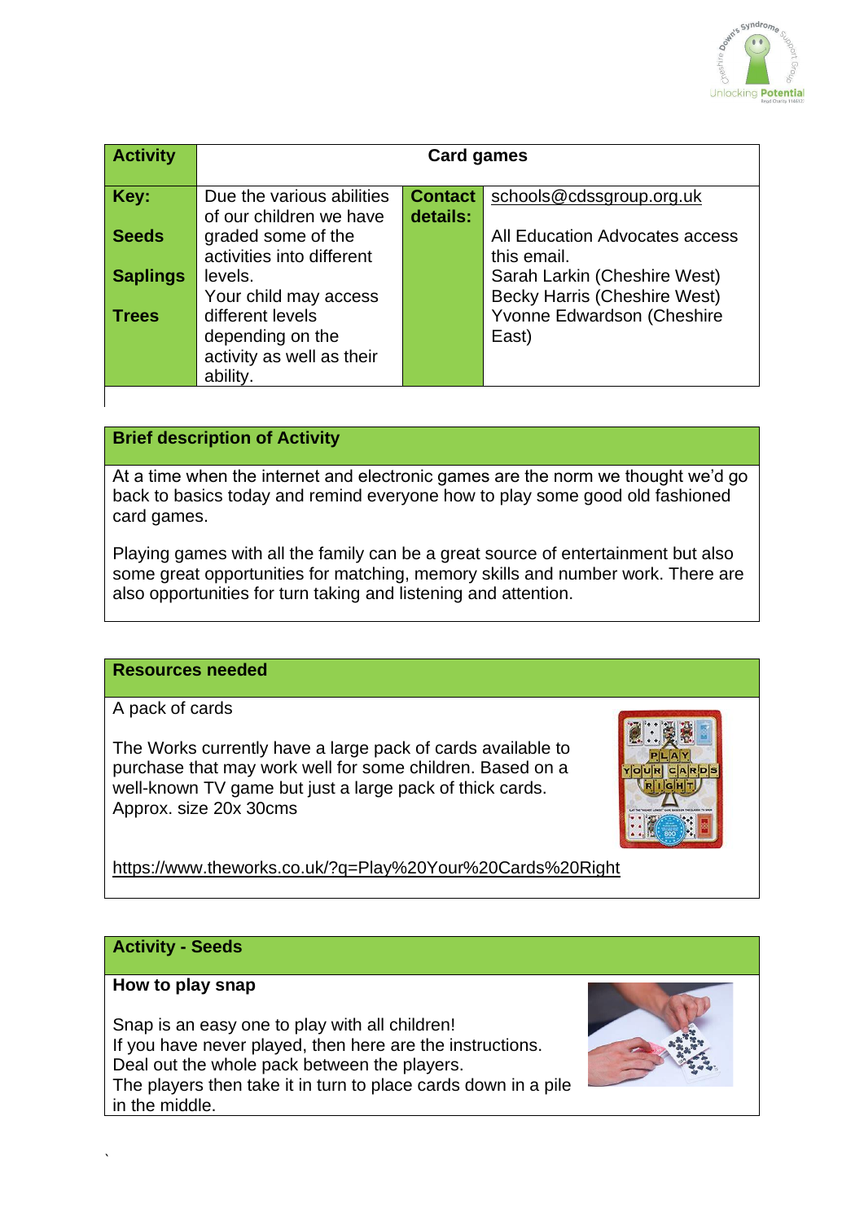| Activity | Card games | | |
|---|---|---|---|
| **Key:**<br><br>**Seeds**<br><br>**Saplings**<br><br>**Trees** | Due the various abilities of our children we have graded some of the activities into different levels.<br>Your child may access different levels depending on the activity as well as their ability. | **Contact details:** | schools@cdssgroup.org.uk<br><br>All Education Advocates access this email.<br>Sarah Larkin (Cheshire West)<br>Becky Harris (Cheshire West)<br>Yvonne Edwardson (Cheshire East) |

## Brief description of Activity

At a time when the internet and electronic games are the norm we thought we'd go back to basics today and remind everyone how to play some good old fashioned card games.

Playing games with all the family can be a great source of entertainment but also some great opportunities for matching, memory skills and number work. There are also opportunities for turn taking and listening and attention.

## Resources needed

A pack of cards

The Works currently have a large pack of cards available to purchase that may work well for some children. Based on a well-known TV game but just a large pack of thick cards. Approx. size 20x 30cms

https://www.theworks.co.uk/?q=Play%20Your%20Cards%20Right

## Activity - Seeds

**How to play snap**

Snap is an easy one to play with all children!
If you have never played, then here are the instructions.
Deal out the whole pack between the players.
The players then take it in turn to place cards down in a pile in the middle.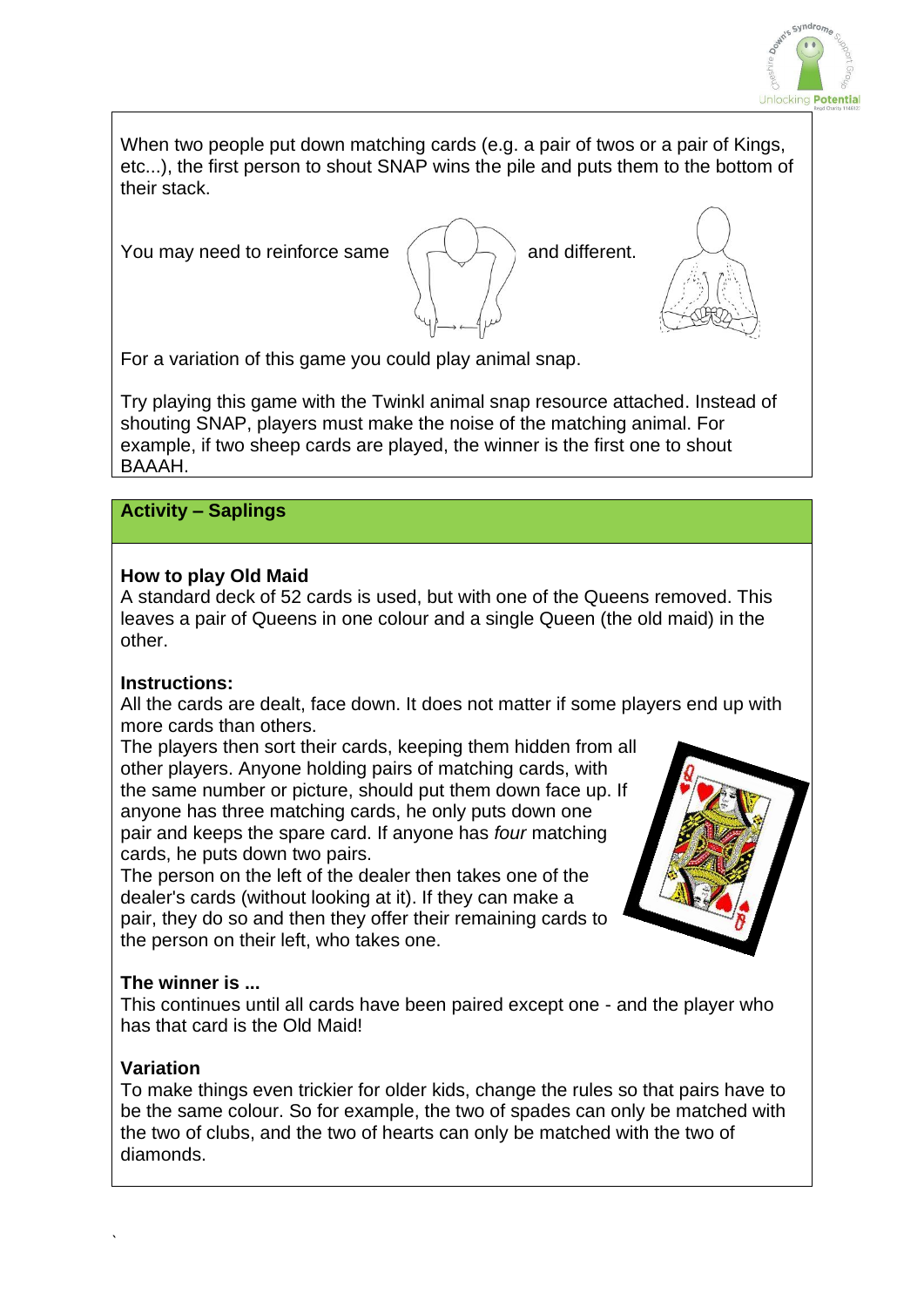When two people put down matching cards (e.g. a pair of twos or a pair of Kings, etc...), the first person to shout SNAP wins the pile and puts them to the bottom of their stack.

You may need to reinforce same and different.

For a variation of this game you could play animal snap.

Try playing this game with the Twinkl animal snap resource attached. Instead of shouting SNAP, players must make the noise of the matching animal. For example, if two sheep cards are played, the winner is the first one to shout BAAAH.

## Activity – Saplings

### How to play Old Maid

A standard deck of 52 cards is used, but with one of the Queens removed. This leaves a pair of Queens in one colour and a single Queen (the old maid) in the other.

### Instructions:

All the cards are dealt, face down. It does not matter if some players end up with more cards than others.

The players then sort their cards, keeping them hidden from all other players. Anyone holding pairs of matching cards, with the same number or picture, should put them down face up. If anyone has three matching cards, he only puts down one pair and keeps the spare card. If anyone has *four* matching cards, he puts down two pairs.

The person on the left of the dealer then takes one of the dealer's cards (without looking at it). If they can make a pair, they do so and then they offer their remaining cards to the person on their left, who takes one.

### The winner is ...

This continues until all cards have been paired except one - and the player who has that card is the Old Maid!

### Variation

To make things even trickier for older kids, change the rules so that pairs have to be the same colour. So for example, the two of spades can only be matched with the two of clubs, and the two of hearts can only be matched with the two of diamonds.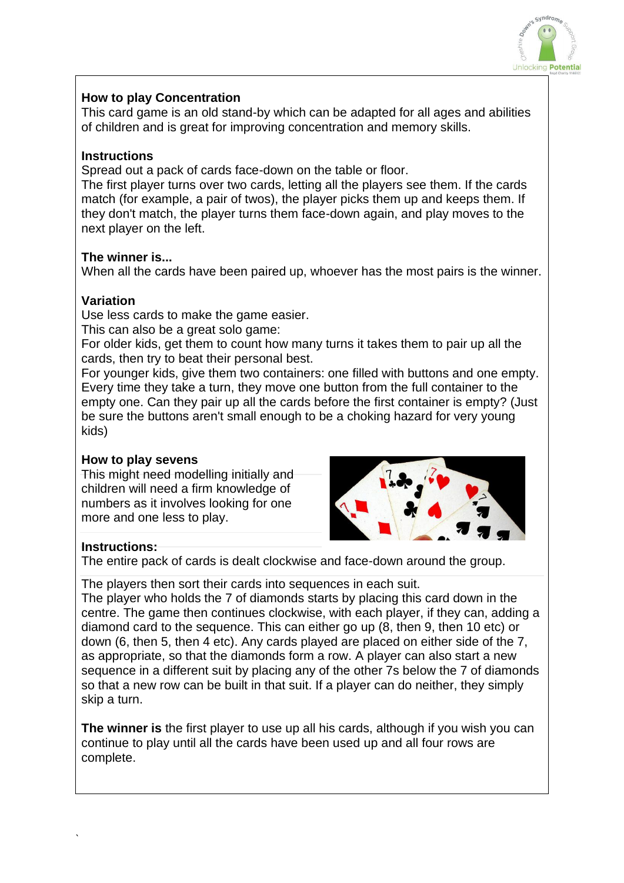## How to play Concentration

This card game is an old stand-by which can be adapted for all ages and abilities of children and is great for improving concentration and memory skills.

### Instructions

Spread out a pack of cards face-down on the table or floor.
The first player turns over two cards, letting all the players see them. If the cards match (for example, a pair of twos), the player picks them up and keeps them. If they don't match, the player turns them face-down again, and play moves to the next player on the left.

### The winner is...

When all the cards have been paired up, whoever has the most pairs is the winner.

### Variation

Use less cards to make the game easier.
This can also be a great solo game:
For older kids, get them to count how many turns it takes them to pair up all the cards, then try to beat their personal best.
For younger kids, give them two containers: one filled with buttons and one empty. Every time they take a turn, they move one button from the full container to the empty one. Can they pair up all the cards before the first container is empty? (Just be sure the buttons aren't small enough to be a choking hazard for very young kids)

## How to play sevens

This might need modelling initially and children will need a firm knowledge of numbers as it involves looking for one more and one less to play.

### Instructions:

The entire pack of cards is dealt clockwise and face-down around the group.

The players then sort their cards into sequences in each suit.
The player who holds the 7 of diamonds starts by placing this card down in the centre. The game then continues clockwise, with each player, if they can, adding a diamond card to the sequence. This can either go up (8, then 9, then 10 etc) or down (6, then 5, then 4 etc). Any cards played are placed on either side of the 7, as appropriate, so that the diamonds form a row. A player can also start a new sequence in a different suit by placing any of the other 7s below the 7 of diamonds so that a new row can be built in that suit. If a player can do neither, they simply skip a turn.

**The winner is** the first player to use up all his cards, although if you wish you can continue to play until all the cards have been used up and all four rows are complete.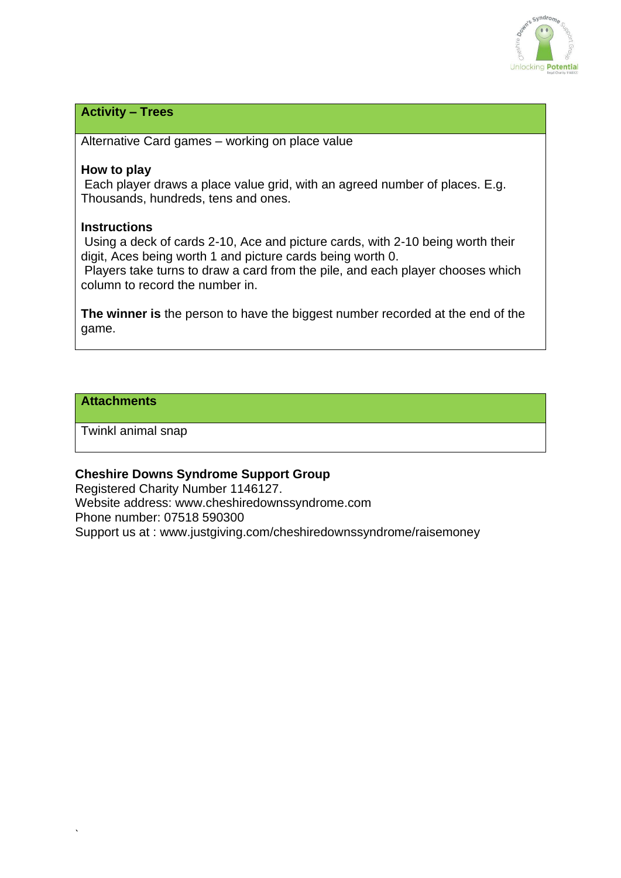## Activity – Trees

Alternative Card games – working on place value

**How to play**

Each player draws a place value grid, with an agreed number of places. E.g. Thousands, hundreds, tens and ones.

**Instructions**

Using a deck of cards 2-10, Ace and picture cards, with 2-10 being worth their digit, Aces being worth 1 and picture cards being worth 0.

Players take turns to draw a card from the pile, and each player chooses which column to record the number in.

**The winner is** the person to have the biggest number recorded at the end of the game.

## Attachments

Twinkl animal snap

**Cheshire Downs Syndrome Support Group**
Registered Charity Number 1146127.
Website address: www.cheshiredownssyndrome.com
Phone number: 07518 590300
Support us at : www.justgiving.com/cheshiredownssyndrome/raisemoney